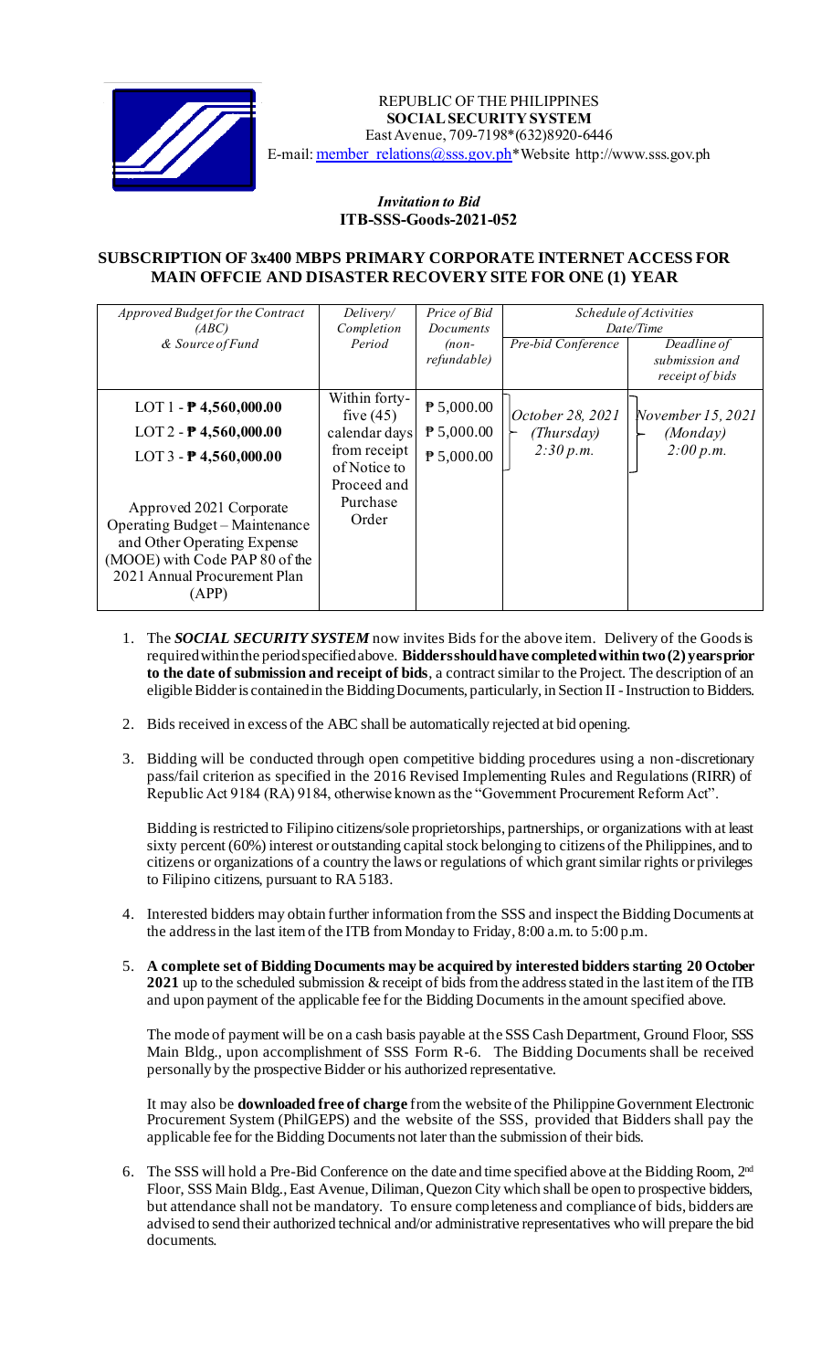REPUBLIC OF THE PHILIPPINES
**SOCIAL SECURITY SYSTEM**
East Avenue, 709-7198*(632)8920-6446
E-mail: member_relations@sss.gov.ph*Website http://www.sss.gov.ph

***Invitation to Bid***
**ITB-SSS-Goods-2021-052**

## SUBSCRIPTION OF 3x400 MBPS PRIMARY CORPORATE INTERNET ACCESS FOR MAIN OFFCIE AND DISASTER RECOVERY SITE FOR ONE (1) YEAR

| *Approved Budget for the Contract (ABC) & Source of Fund* | *Delivery/ Completion Period* | *Price of Bid Documents (non-refundable)* | *Schedule of Activities Date/Time* | |
|---|---|---|---|---|
| | | | *Pre-bid Conference* | *Deadline of submission and receipt of bids* |
| LOT 1 - ₱ 4,560,000.00<br>LOT 2 - ₱ 4,560,000.00<br>LOT 3 - ₱ 4,560,000.00<br><br>Approved 2021 Corporate Operating Budget – Maintenance and Other Operating Expense (MOOE) with Code PAP 80 of the 2021 Annual Procurement Plan (APP) | Within forty-five (45) calendar days from receipt of Notice to Proceed and Purchase Order | ₱ 5,000.00<br>₱ 5,000.00<br>₱ 5,000.00 | *October 28, 2021 (Thursday) 2:30 p.m.* | *November 15, 2021 (Monday) 2:00 p.m.* |

1. The ***SOCIAL SECURITY SYSTEM*** now invites Bids for the above item. Delivery of the Goods is required within the period specified above. **Bidders should have completed within two (2) years prior to the date of submission and receipt of bids**, a contract similar to the Project. The description of an eligible Bidder is contained in the Bidding Documents, particularly, in Section II - Instruction to Bidders.

2. Bids received in excess of the ABC shall be automatically rejected at bid opening.

3. Bidding will be conducted through open competitive bidding procedures using a non-discretionary pass/fail criterion as specified in the 2016 Revised Implementing Rules and Regulations (RIRR) of Republic Act 9184 (RA) 9184, otherwise known as the "Government Procurement Reform Act".

   Bidding is restricted to Filipino citizens/sole proprietorships, partnerships, or organizations with at least sixty percent (60%) interest or outstanding capital stock belonging to citizens of the Philippines, and to citizens or organizations of a country the laws or regulations of which grant similar rights or privileges to Filipino citizens, pursuant to RA 5183.

4. Interested bidders may obtain further information from the SSS and inspect the Bidding Documents at the address in the last item of the ITB from Monday to Friday, 8:00 a.m. to 5:00 p.m.

5. **A complete set of Bidding Documents may be acquired by interested bidders starting 20 October 2021** up to the scheduled submission & receipt of bids from the address stated in the last item of the ITB and upon payment of the applicable fee for the Bidding Documents in the amount specified above.

   The mode of payment will be on a cash basis payable at the SSS Cash Department, Ground Floor, SSS Main Bldg., upon accomplishment of SSS Form R-6. The Bidding Documents shall be received personally by the prospective Bidder or his authorized representative.

   It may also be **downloaded free of charge** from the website of the Philippine Government Electronic Procurement System (PhilGEPS) and the website of the SSS, provided that Bidders shall pay the applicable fee for the Bidding Documents not later than the submission of their bids.

6. The SSS will hold a Pre-Bid Conference on the date and time specified above at the Bidding Room, 2nd Floor, SSS Main Bldg., East Avenue, Diliman, Quezon City which shall be open to prospective bidders, but attendance shall not be mandatory. To ensure completeness and compliance of bids, bidders are advised to send their authorized technical and/or administrative representatives who will prepare the bid documents.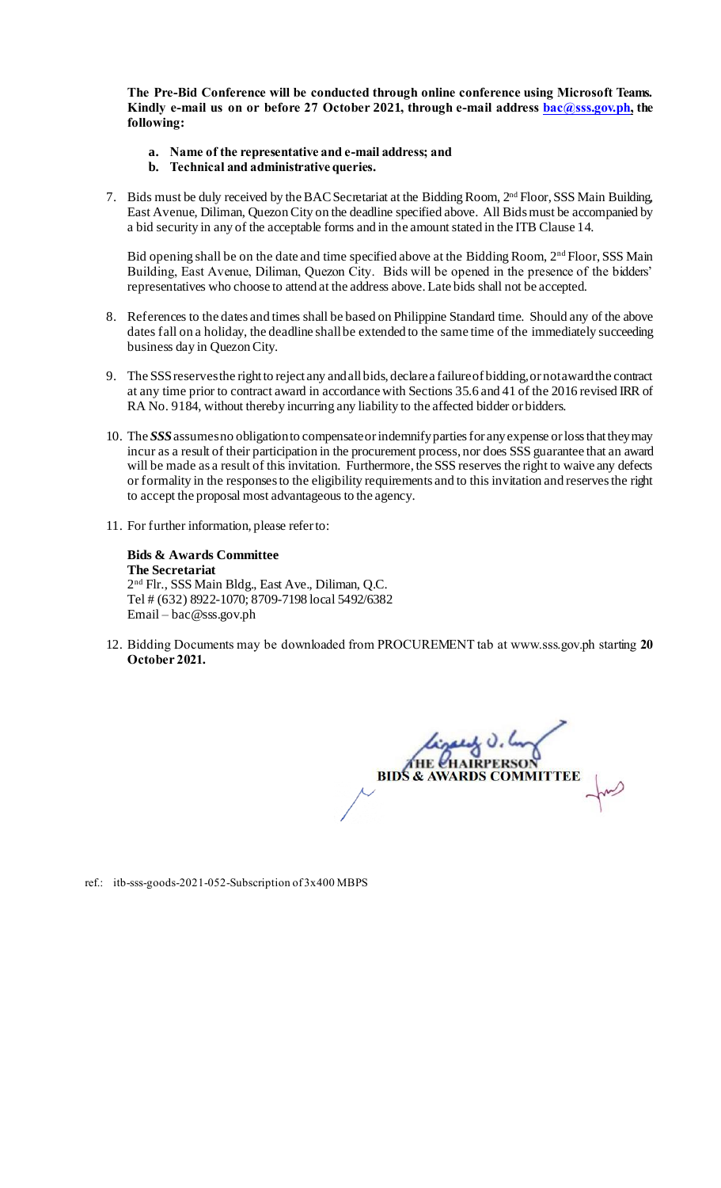**The Pre-Bid Conference will be conducted through online conference using Microsoft Teams. Kindly e-mail us on or before 27 October 2021, through e-mail address bac@sss.gov.ph, the following:**

- **a. Name of the representative and e-mail address; and**
- **b. Technical and administrative queries.**

7. Bids must be duly received by the BAC Secretariat at the Bidding Room, 2nd Floor, SSS Main Building, East Avenue, Diliman, Quezon City on the deadline specified above. All Bids must be accompanied by a bid security in any of the acceptable forms and in the amount stated in the ITB Clause 14.

   Bid opening shall be on the date and time specified above at the Bidding Room, 2nd Floor, SSS Main Building, East Avenue, Diliman, Quezon City. Bids will be opened in the presence of the bidders' representatives who choose to attend at the address above. Late bids shall not be accepted.

8. References to the dates and times shall be based on Philippine Standard time. Should any of the above dates fall on a holiday, the deadline shall be extended to the same time of the immediately succeeding business day in Quezon City.

9. The SSS reserves the right to reject any and all bids, declare a failure of bidding, or not award the contract at any time prior to contract award in accordance with Sections 35.6 and 41 of the 2016 revised IRR of RA No. 9184, without thereby incurring any liability to the affected bidder or bidders.

10. The ***SSS*** assumes no obligation to compensate or indemnify parties for any expense or loss that they may incur as a result of their participation in the procurement process, nor does SSS guarantee that an award will be made as a result of this invitation. Furthermore, the SSS reserves the right to waive any defects or formality in the responses to the eligibility requirements and to this invitation and reserves the right to accept the proposal most advantageous to the agency.

11. For further information, please refer to:

    **Bids & Awards Committee**
    **The Secretariat**
    2nd Flr., SSS Main Bldg., East Ave., Diliman, Q.C.
    Tel # (632) 8922-1070; 8709-7198 local 5492/6382
    Email – bac@sss.gov.ph

12. Bidding Documents may be downloaded from PROCUREMENT tab at www.sss.gov.ph starting **20 October 2021.**

**THE CHAIRPERSON**
**BIDS & AWARDS COMMITTEE**

ref.: itb-sss-goods-2021-052-Subscription of 3x400 MBPS